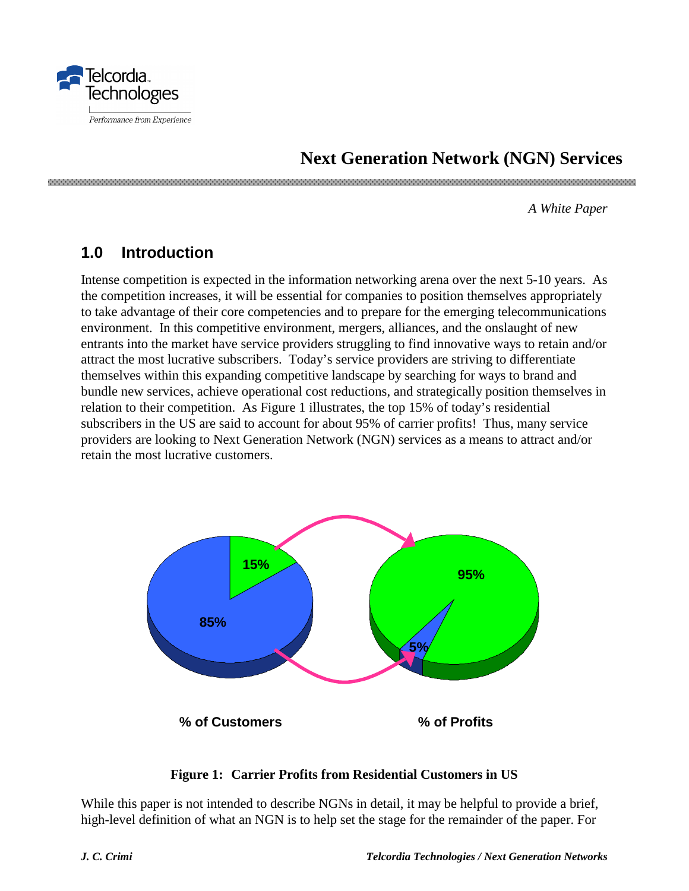Telcordia Technologies

Performance from Experience

# Next Generation Network (NGN) Services

*A White Paper*

## 1.0 Introduction

Intense competition is expected in the information networking arena over the next 5-10 years. As the competition increases, it will be essential for companies to position themselves appropriately to take advantage of their core competencies and to prepare for the emerging telecommunications environment. In this competitive environment, mergers, alliances, and the onslaught of new entrants into the market have service providers struggling to find innovative ways to retain and/or attract the most lucrative subscribers. Today's service providers are striving to differentiate themselves within this expanding competitive landscape by searching for ways to brand and bundle new services, achieve operational cost reductions, and strategically position themselves in relation to their competition. As Figure 1 illustrates, the top 15% of today's residential subscribers in the US are said to account for about 95% of carrier profits! Thus, many service providers are looking to Next Generation Network (NGN) services as a means to attract and/or retain the most lucrative customers.

15%

85%

95%

5%

% of Customers

% of Profits

**Figure 1: Carrier Profits from Residential Customers in US**

While this paper is not intended to describe NGNs in detail, it may be helpful to provide a brief, high-level definition of what an NGN is to help set the stage for the remainder of the paper. For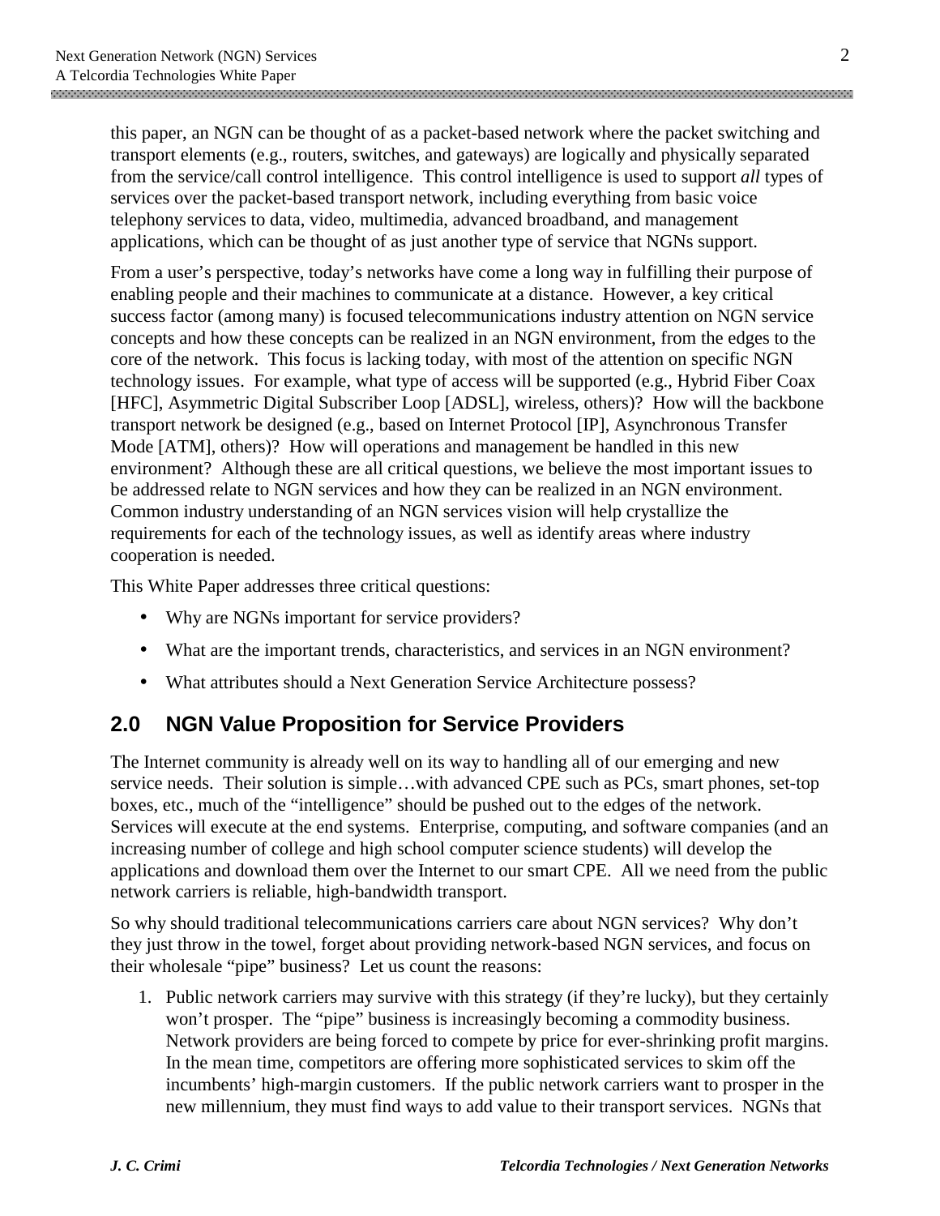this paper, an NGN can be thought of as a packet-based network where the packet switching and transport elements (e.g., routers, switches, and gateways) are logically and physically separated from the service/call control intelligence. This control intelligence is used to support *all* types of services over the packet-based transport network, including everything from basic voice telephony services to data, video, multimedia, advanced broadband, and management applications, which can be thought of as just another type of service that NGNs support.

From a user's perspective, today's networks have come a long way in fulfilling their purpose of enabling people and their machines to communicate at a distance. However, a key critical success factor (among many) is focused telecommunications industry attention on NGN service concepts and how these concepts can be realized in an NGN environment, from the edges to the core of the network. This focus is lacking today, with most of the attention on specific NGN technology issues. For example, what type of access will be supported (e.g., Hybrid Fiber Coax [HFC], Asymmetric Digital Subscriber Loop [ADSL], wireless, others)? How will the backbone transport network be designed (e.g., based on Internet Protocol [IP], Asynchronous Transfer Mode [ATM], others)? How will operations and management be handled in this new environment? Although these are all critical questions, we believe the most important issues to be addressed relate to NGN services and how they can be realized in an NGN environment. Common industry understanding of an NGN services vision will help crystallize the requirements for each of the technology issues, as well as identify areas where industry cooperation is needed.

This White Paper addresses three critical questions:

- Why are NGNs important for service providers?
- What are the important trends, characteristics, and services in an NGN environment?
- What attributes should a Next Generation Service Architecture possess?

## 2.0 NGN Value Proposition for Service Providers

The Internet community is already well on its way to handling all of our emerging and new service needs. Their solution is simple…with advanced CPE such as PCs, smart phones, set-top boxes, etc., much of the "intelligence" should be pushed out to the edges of the network. Services will execute at the end systems. Enterprise, computing, and software companies (and an increasing number of college and high school computer science students) will develop the applications and download them over the Internet to our smart CPE. All we need from the public network carriers is reliable, high-bandwidth transport.

So why should traditional telecommunications carriers care about NGN services? Why don't they just throw in the towel, forget about providing network-based NGN services, and focus on their wholesale "pipe" business? Let us count the reasons:

1. Public network carriers may survive with this strategy (if they're lucky), but they certainly won't prosper. The "pipe" business is increasingly becoming a commodity business. Network providers are being forced to compete by price for ever-shrinking profit margins. In the mean time, competitors are offering more sophisticated services to skim off the incumbents' high-margin customers. If the public network carriers want to prosper in the new millennium, they must find ways to add value to their transport services. NGNs that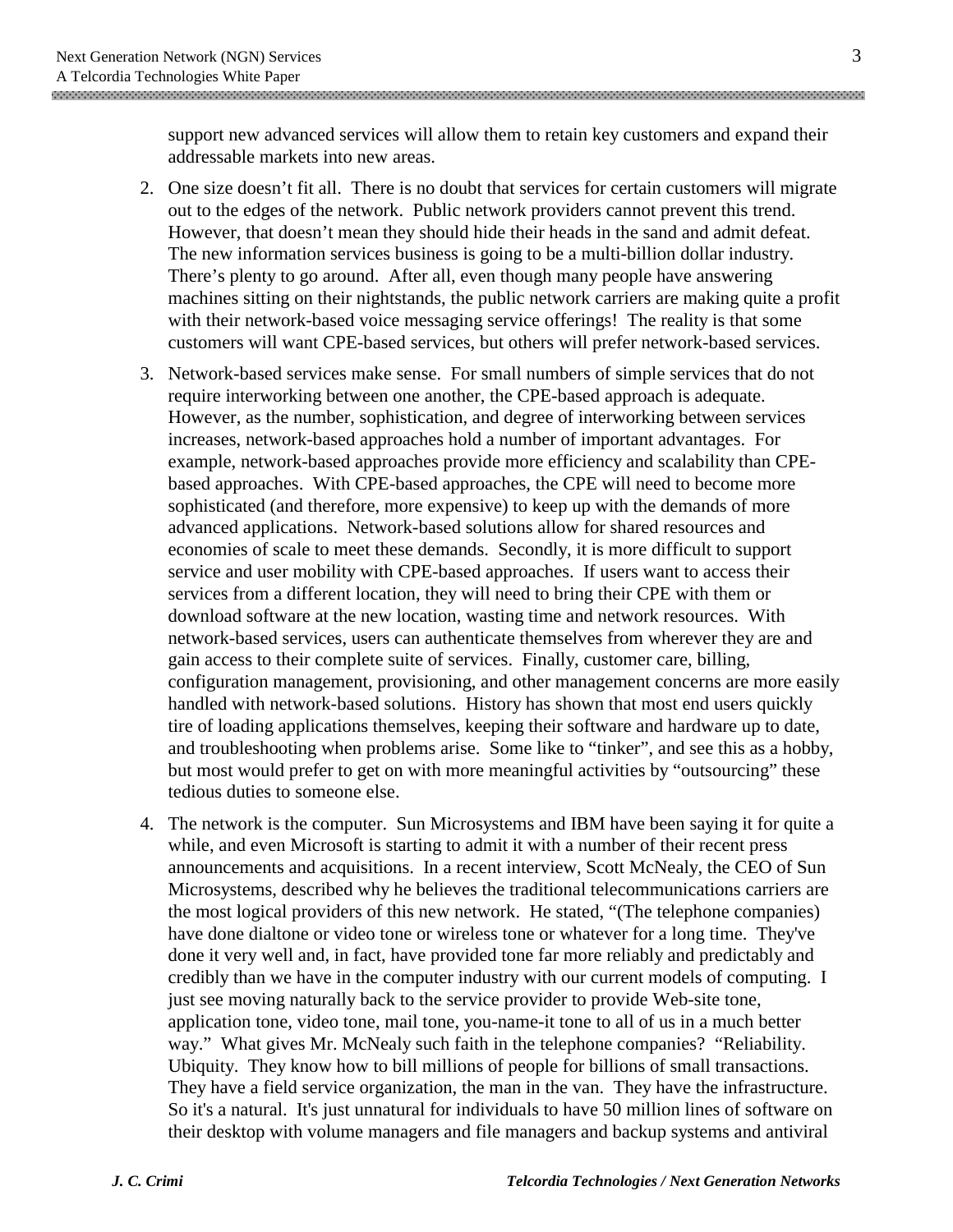support new advanced services will allow them to retain key customers and expand their addressable markets into new areas.

2. One size doesn't fit all. There is no doubt that services for certain customers will migrate out to the edges of the network. Public network providers cannot prevent this trend. However, that doesn't mean they should hide their heads in the sand and admit defeat. The new information services business is going to be a multi-billion dollar industry. There's plenty to go around. After all, even though many people have answering machines sitting on their nightstands, the public network carriers are making quite a profit with their network-based voice messaging service offerings! The reality is that some customers will want CPE-based services, but others will prefer network-based services.

3. Network-based services make sense. For small numbers of simple services that do not require interworking between one another, the CPE-based approach is adequate. However, as the number, sophistication, and degree of interworking between services increases, network-based approaches hold a number of important advantages. For example, network-based approaches provide more efficiency and scalability than CPE-based approaches. With CPE-based approaches, the CPE will need to become more sophisticated (and therefore, more expensive) to keep up with the demands of more advanced applications. Network-based solutions allow for shared resources and economies of scale to meet these demands. Secondly, it is more difficult to support service and user mobility with CPE-based approaches. If users want to access their services from a different location, they will need to bring their CPE with them or download software at the new location, wasting time and network resources. With network-based services, users can authenticate themselves from wherever they are and gain access to their complete suite of services. Finally, customer care, billing, configuration management, provisioning, and other management concerns are more easily handled with network-based solutions. History has shown that most end users quickly tire of loading applications themselves, keeping their software and hardware up to date, and troubleshooting when problems arise. Some like to "tinker", and see this as a hobby, but most would prefer to get on with more meaningful activities by "outsourcing" these tedious duties to someone else.

4. The network is the computer. Sun Microsystems and IBM have been saying it for quite a while, and even Microsoft is starting to admit it with a number of their recent press announcements and acquisitions. In a recent interview, Scott McNealy, the CEO of Sun Microsystems, described why he believes the traditional telecommunications carriers are the most logical providers of this new network. He stated, "(The telephone companies) have done dialtone or video tone or wireless tone or whatever for a long time. They've done it very well and, in fact, have provided tone far more reliably and predictably and credibly than we have in the computer industry with our current models of computing. I just see moving naturally back to the service provider to provide Web-site tone, application tone, video tone, mail tone, you-name-it tone to all of us in a much better way." What gives Mr. McNealy such faith in the telephone companies? "Reliability. Ubiquity. They know how to bill millions of people for billions of small transactions. They have a field service organization, the man in the van. They have the infrastructure. So it's a natural. It's just unnatural for individuals to have 50 million lines of software on their desktop with volume managers and file managers and backup systems and antiviral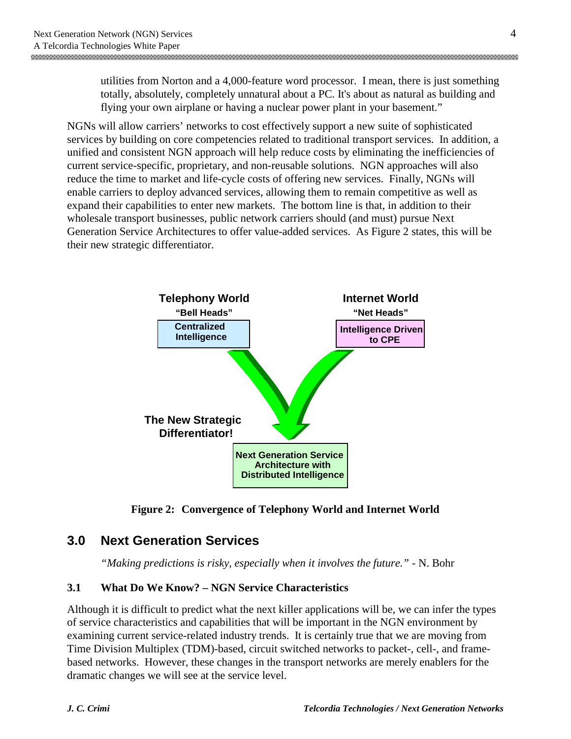> utilities from Norton and a 4,000-feature word processor. I mean, there is just something totally, absolutely, completely unnatural about a PC. It's about as natural as building and flying your own airplane or having a nuclear power plant in your basement."

NGNs will allow carriers' networks to cost effectively support a new suite of sophisticated services by building on core competencies related to traditional transport services. In addition, a unified and consistent NGN approach will help reduce costs by eliminating the inefficiencies of current service-specific, proprietary, and non-reusable solutions. NGN approaches will also reduce the time to market and life-cycle costs of offering new services. Finally, NGNs will enable carriers to deploy advanced services, allowing them to remain competitive as well as expand their capabilities to enter new markets. The bottom line is that, in addition to their wholesale transport businesses, public network carriers should (and must) pursue Next Generation Service Architectures to offer value-added services. As Figure 2 states, this will be their new strategic differentiator.

**Telephony World** — "Bell Heads" — Centralized Intelligence

**Internet World** — "Net Heads" — Intelligence Driven to CPE

**The New Strategic Differentiator!** — Next Generation Service Architecture with Distributed Intelligence

**Figure 2: Convergence of Telephony World and Internet World**

## 3.0 Next Generation Services

*"Making predictions is risky, especially when it involves the future."* - N. Bohr

### 3.1 What Do We Know? – NGN Service Characteristics

Although it is difficult to predict what the next killer applications will be, we can infer the types of service characteristics and capabilities that will be important in the NGN environment by examining current service-related industry trends. It is certainly true that we are moving from Time Division Multiplex (TDM)-based, circuit switched networks to packet-, cell-, and frame-based networks. However, these changes in the transport networks are merely enablers for the dramatic changes we will see at the service level.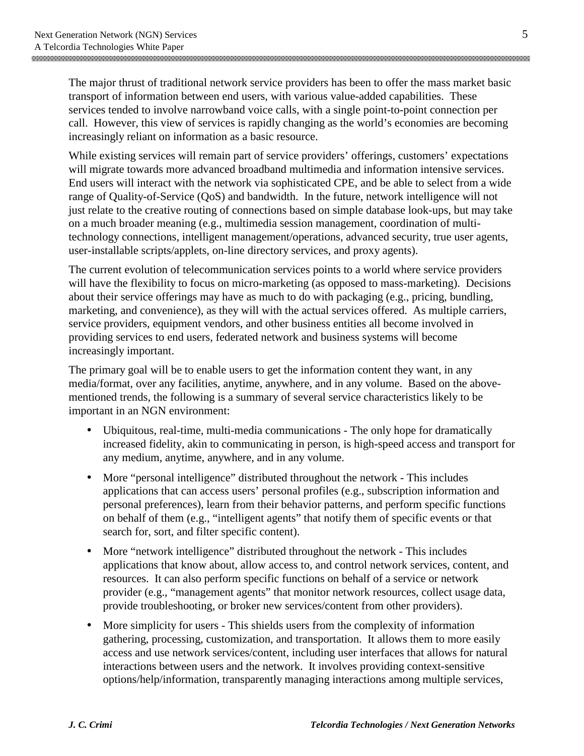The major thrust of traditional network service providers has been to offer the mass market basic transport of information between end users, with various value-added capabilities. These services tended to involve narrowband voice calls, with a single point-to-point connection per call. However, this view of services is rapidly changing as the world's economies are becoming increasingly reliant on information as a basic resource.

While existing services will remain part of service providers' offerings, customers' expectations will migrate towards more advanced broadband multimedia and information intensive services. End users will interact with the network via sophisticated CPE, and be able to select from a wide range of Quality-of-Service (QoS) and bandwidth. In the future, network intelligence will not just relate to the creative routing of connections based on simple database look-ups, but may take on a much broader meaning (e.g., multimedia session management, coordination of multi-technology connections, intelligent management/operations, advanced security, true user agents, user-installable scripts/applets, on-line directory services, and proxy agents).

The current evolution of telecommunication services points to a world where service providers will have the flexibility to focus on micro-marketing (as opposed to mass-marketing). Decisions about their service offerings may have as much to do with packaging (e.g., pricing, bundling, marketing, and convenience), as they will with the actual services offered. As multiple carriers, service providers, equipment vendors, and other business entities all become involved in providing services to end users, federated network and business systems will become increasingly important.

The primary goal will be to enable users to get the information content they want, in any media/format, over any facilities, anytime, anywhere, and in any volume. Based on the above-mentioned trends, the following is a summary of several service characteristics likely to be important in an NGN environment:

- Ubiquitous, real-time, multi-media communications - The only hope for dramatically increased fidelity, akin to communicating in person, is high-speed access and transport for any medium, anytime, anywhere, and in any volume.
- More "personal intelligence" distributed throughout the network - This includes applications that can access users' personal profiles (e.g., subscription information and personal preferences), learn from their behavior patterns, and perform specific functions on behalf of them (e.g., "intelligent agents" that notify them of specific events or that search for, sort, and filter specific content).
- More "network intelligence" distributed throughout the network - This includes applications that know about, allow access to, and control network services, content, and resources. It can also perform specific functions on behalf of a service or network provider (e.g., "management agents" that monitor network resources, collect usage data, provide troubleshooting, or broker new services/content from other providers).
- More simplicity for users - This shields users from the complexity of information gathering, processing, customization, and transportation. It allows them to more easily access and use network services/content, including user interfaces that allows for natural interactions between users and the network. It involves providing context-sensitive options/help/information, transparently managing interactions among multiple services,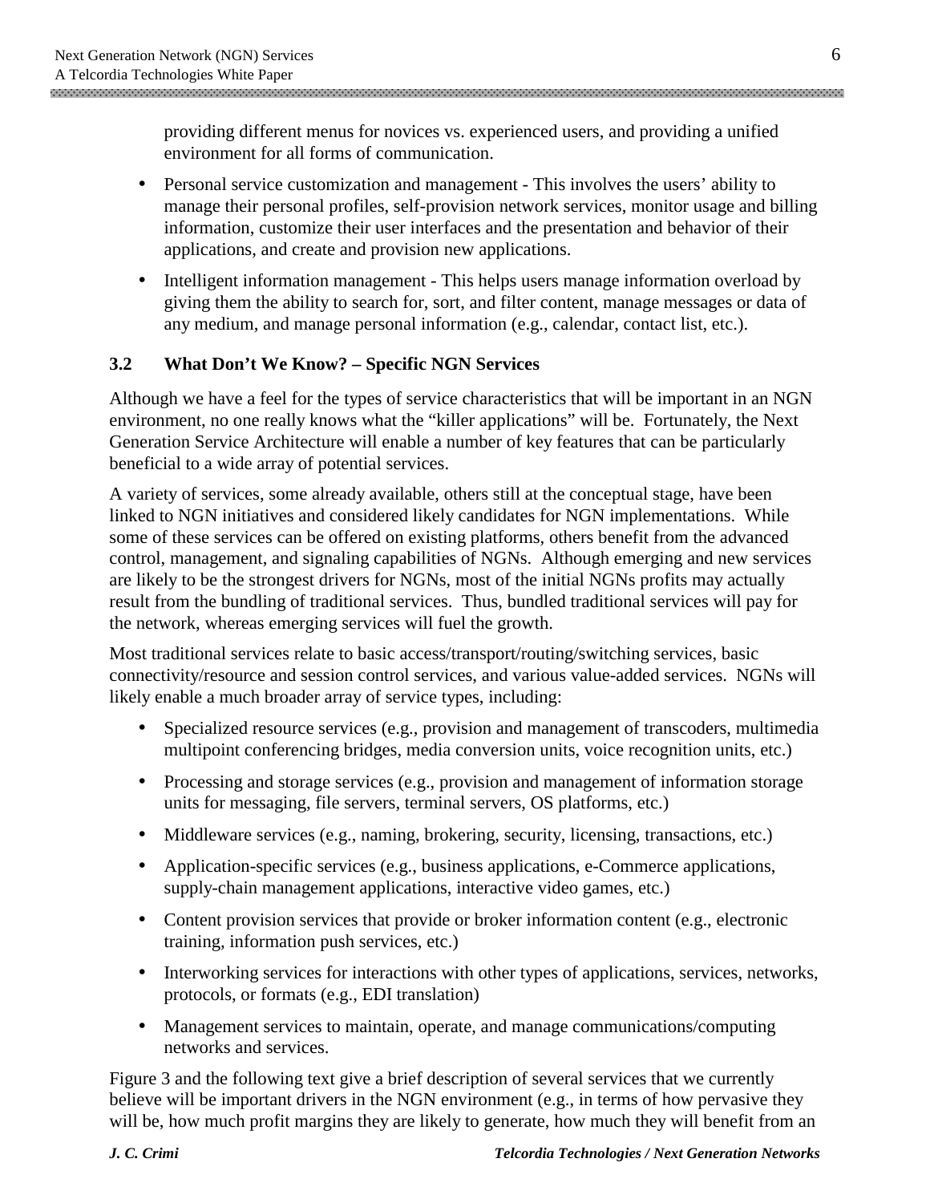providing different menus for novices vs. experienced users, and providing a unified environment for all forms of communication.

- Personal service customization and management - This involves the users' ability to manage their personal profiles, self-provision network services, monitor usage and billing information, customize their user interfaces and the presentation and behavior of their applications, and create and provision new applications.
- Intelligent information management - This helps users manage information overload by giving them the ability to search for, sort, and filter content, manage messages or data of any medium, and manage personal information (e.g., calendar, contact list, etc.).

### 3.2 What Don't We Know? – Specific NGN Services

Although we have a feel for the types of service characteristics that will be important in an NGN environment, no one really knows what the "killer applications" will be. Fortunately, the Next Generation Service Architecture will enable a number of key features that can be particularly beneficial to a wide array of potential services.

A variety of services, some already available, others still at the conceptual stage, have been linked to NGN initiatives and considered likely candidates for NGN implementations. While some of these services can be offered on existing platforms, others benefit from the advanced control, management, and signaling capabilities of NGNs. Although emerging and new services are likely to be the strongest drivers for NGNs, most of the initial NGNs profits may actually result from the bundling of traditional services. Thus, bundled traditional services will pay for the network, whereas emerging services will fuel the growth.

Most traditional services relate to basic access/transport/routing/switching services, basic connectivity/resource and session control services, and various value-added services. NGNs will likely enable a much broader array of service types, including:

- Specialized resource services (e.g., provision and management of transcoders, multimedia multipoint conferencing bridges, media conversion units, voice recognition units, etc.)
- Processing and storage services (e.g., provision and management of information storage units for messaging, file servers, terminal servers, OS platforms, etc.)
- Middleware services (e.g., naming, brokering, security, licensing, transactions, etc.)
- Application-specific services (e.g., business applications, e-Commerce applications, supply-chain management applications, interactive video games, etc.)
- Content provision services that provide or broker information content (e.g., electronic training, information push services, etc.)
- Interworking services for interactions with other types of applications, services, networks, protocols, or formats (e.g., EDI translation)
- Management services to maintain, operate, and manage communications/computing networks and services.

Figure 3 and the following text give a brief description of several services that we currently believe will be important drivers in the NGN environment (e.g., in terms of how pervasive they will be, how much profit margins they are likely to generate, how much they will benefit from an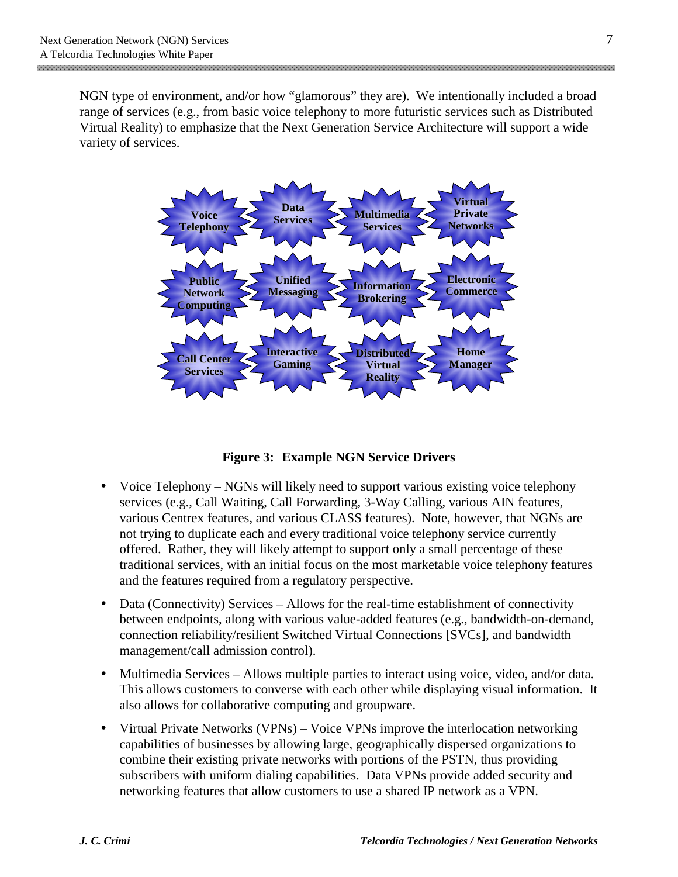NGN type of environment, and/or how "glamorous" they are). We intentionally included a broad range of services (e.g., from basic voice telephony to more futuristic services such as Distributed Virtual Reality) to emphasize that the Next Generation Service Architecture will support a wide variety of services.

| Voice Telephony | Data Services | Multimedia Services | Virtual Private Networks |
| --- | --- | --- | --- |
| Public Network Computing | Unified Messaging | Information Brokering | Electronic Commerce |
| Call Center Services | Interactive Gaming | Distributed Virtual Reality | Home Manager |

**Figure 3: Example NGN Service Drivers**

- Voice Telephony – NGNs will likely need to support various existing voice telephony services (e.g., Call Waiting, Call Forwarding, 3-Way Calling, various AIN features, various Centrex features, and various CLASS features). Note, however, that NGNs are not trying to duplicate each and every traditional voice telephony service currently offered. Rather, they will likely attempt to support only a small percentage of these traditional services, with an initial focus on the most marketable voice telephony features and the features required from a regulatory perspective.
- Data (Connectivity) Services – Allows for the real-time establishment of connectivity between endpoints, along with various value-added features (e.g., bandwidth-on-demand, connection reliability/resilient Switched Virtual Connections [SVCs], and bandwidth management/call admission control).
- Multimedia Services – Allows multiple parties to interact using voice, video, and/or data. This allows customers to converse with each other while displaying visual information. It also allows for collaborative computing and groupware.
- Virtual Private Networks (VPNs) – Voice VPNs improve the interlocation networking capabilities of businesses by allowing large, geographically dispersed organizations to combine their existing private networks with portions of the PSTN, thus providing subscribers with uniform dialing capabilities. Data VPNs provide added security and networking features that allow customers to use a shared IP network as a VPN.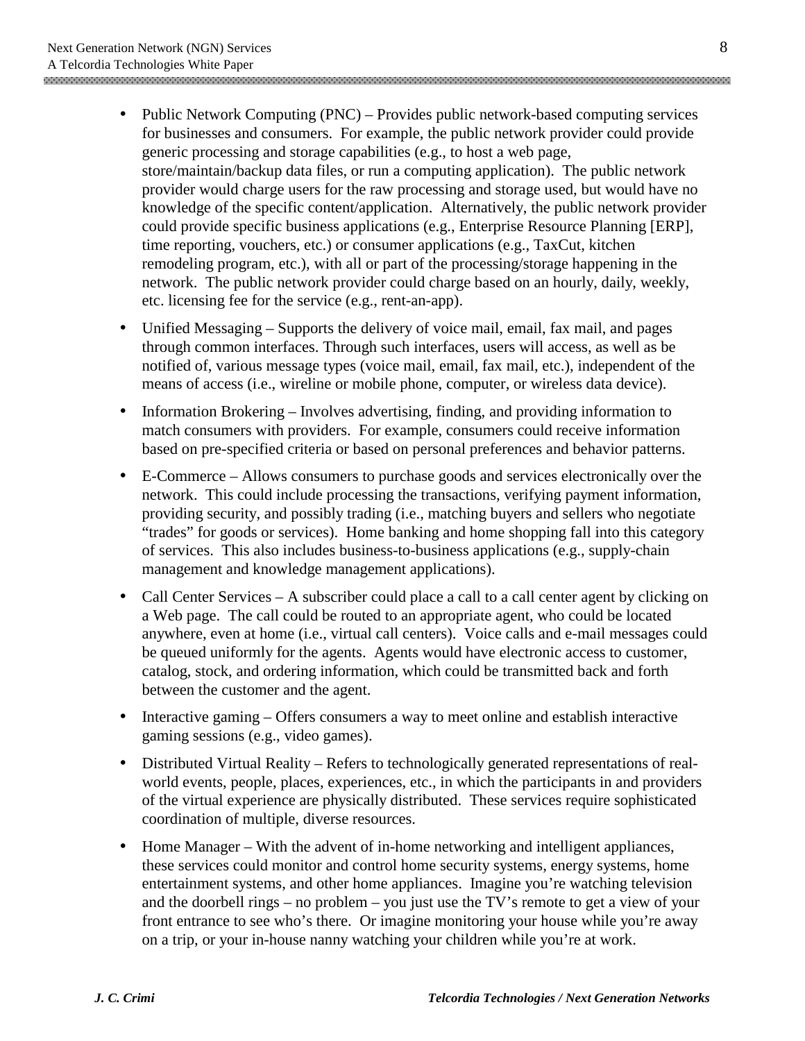- Public Network Computing (PNC) – Provides public network-based computing services for businesses and consumers. For example, the public network provider could provide generic processing and storage capabilities (e.g., to host a web page, store/maintain/backup data files, or run a computing application). The public network provider would charge users for the raw processing and storage used, but would have no knowledge of the specific content/application. Alternatively, the public network provider could provide specific business applications (e.g., Enterprise Resource Planning [ERP], time reporting, vouchers, etc.) or consumer applications (e.g., TaxCut, kitchen remodeling program, etc.), with all or part of the processing/storage happening in the network. The public network provider could charge based on an hourly, daily, weekly, etc. licensing fee for the service (e.g., rent-an-app).
- Unified Messaging – Supports the delivery of voice mail, email, fax mail, and pages through common interfaces. Through such interfaces, users will access, as well as be notified of, various message types (voice mail, email, fax mail, etc.), independent of the means of access (i.e., wireline or mobile phone, computer, or wireless data device).
- Information Brokering – Involves advertising, finding, and providing information to match consumers with providers. For example, consumers could receive information based on pre-specified criteria or based on personal preferences and behavior patterns.
- E-Commerce – Allows consumers to purchase goods and services electronically over the network. This could include processing the transactions, verifying payment information, providing security, and possibly trading (i.e., matching buyers and sellers who negotiate "trades" for goods or services). Home banking and home shopping fall into this category of services. This also includes business-to-business applications (e.g., supply-chain management and knowledge management applications).
- Call Center Services – A subscriber could place a call to a call center agent by clicking on a Web page. The call could be routed to an appropriate agent, who could be located anywhere, even at home (i.e., virtual call centers). Voice calls and e-mail messages could be queued uniformly for the agents. Agents would have electronic access to customer, catalog, stock, and ordering information, which could be transmitted back and forth between the customer and the agent.
- Interactive gaming – Offers consumers a way to meet online and establish interactive gaming sessions (e.g., video games).
- Distributed Virtual Reality – Refers to technologically generated representations of real-world events, people, places, experiences, etc., in which the participants in and providers of the virtual experience are physically distributed. These services require sophisticated coordination of multiple, diverse resources.
- Home Manager – With the advent of in-home networking and intelligent appliances, these services could monitor and control home security systems, energy systems, home entertainment systems, and other home appliances. Imagine you're watching television and the doorbell rings – no problem – you just use the TV's remote to get a view of your front entrance to see who's there. Or imagine monitoring your house while you're away on a trip, or your in-house nanny watching your children while you're at work.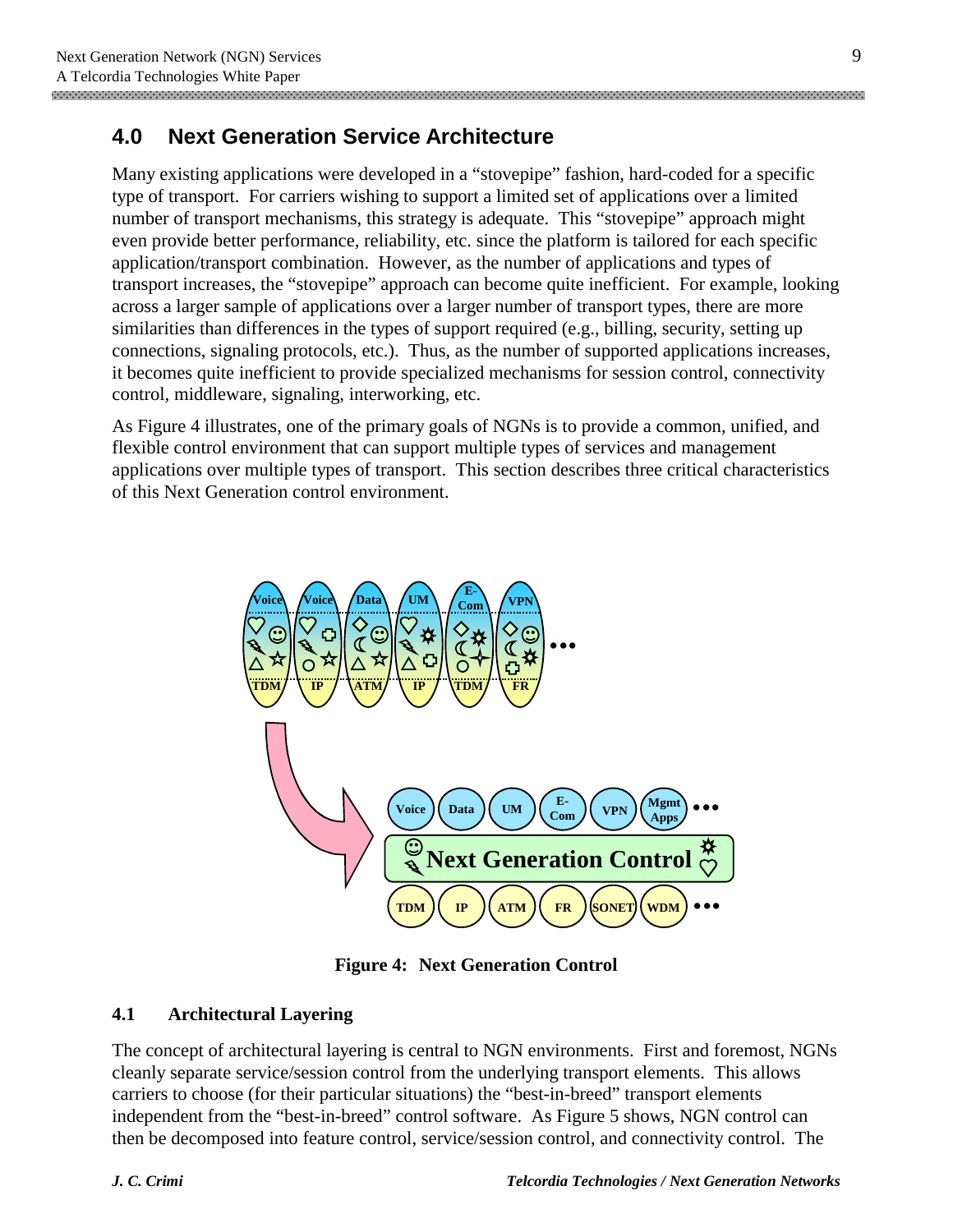## 4.0 Next Generation Service Architecture

Many existing applications were developed in a "stovepipe" fashion, hard-coded for a specific type of transport. For carriers wishing to support a limited set of applications over a limited number of transport mechanisms, this strategy is adequate. This "stovepipe" approach might even provide better performance, reliability, etc. since the platform is tailored for each specific application/transport combination. However, as the number of applications and types of transport increases, the "stovepipe" approach can become quite inefficient. For example, looking across a larger sample of applications over a larger number of transport types, there are more similarities than differences in the types of support required (e.g., billing, security, setting up connections, signaling protocols, etc.). Thus, as the number of supported applications increases, it becomes quite inefficient to provide specialized mechanisms for session control, connectivity control, middleware, signaling, interworking, etc.

As Figure 4 illustrates, one of the primary goals of NGNs is to provide a common, unified, and flexible control environment that can support multiple types of services and management applications over multiple types of transport. This section describes three critical characteristics of this Next Generation control environment.

**Figure 4: Next Generation Control**

### 4.1 Architectural Layering

The concept of architectural layering is central to NGN environments. First and foremost, NGNs cleanly separate service/session control from the underlying transport elements. This allows carriers to choose (for their particular situations) the "best-in-breed" transport elements independent from the "best-in-breed" control software. As Figure 5 shows, NGN control can then be decomposed into feature control, service/session control, and connectivity control. The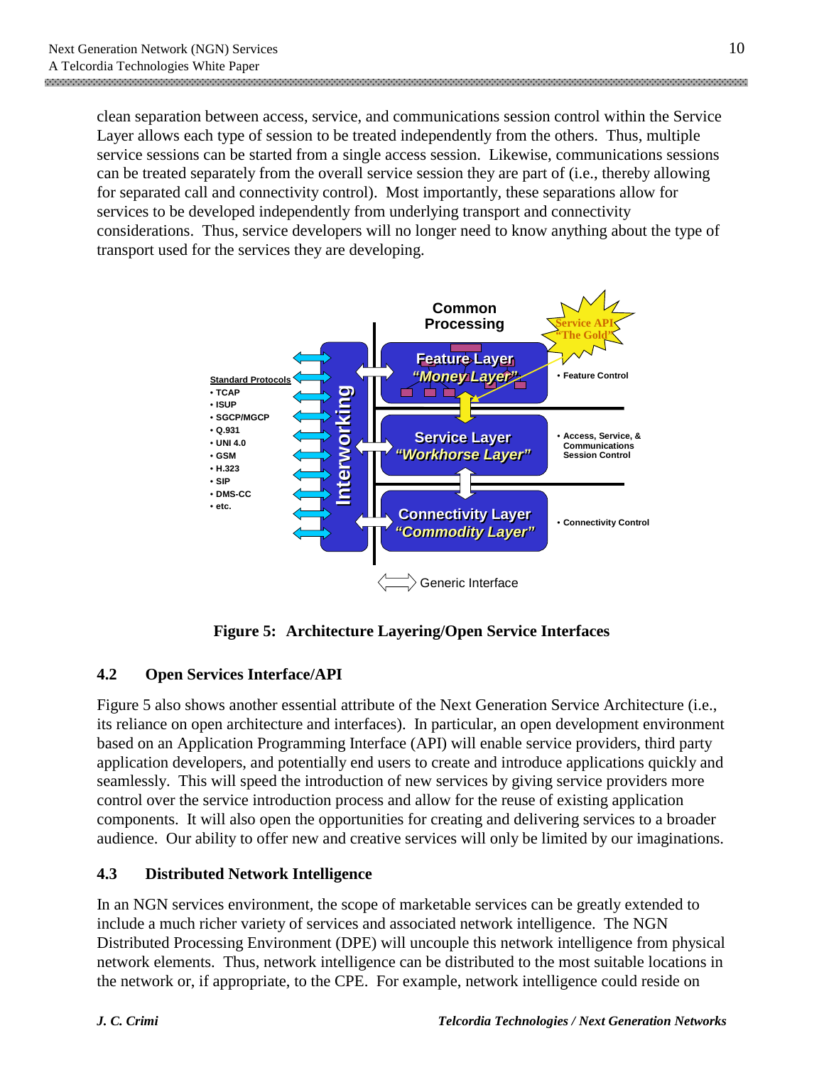clean separation between access, service, and communications session control within the Service Layer allows each type of session to be treated independently from the others. Thus, multiple service sessions can be started from a single access session. Likewise, communications sessions can be treated separately from the overall service session they are part of (i.e., thereby allowing for separated call and connectivity control). Most importantly, these separations allow for services to be developed independently from underlying transport and connectivity considerations. Thus, service developers will no longer need to know anything about the type of transport used for the services they are developing.

**Figure 5: Architecture Layering/Open Service Interfaces**

## 4.2 Open Services Interface/API

Figure 5 also shows another essential attribute of the Next Generation Service Architecture (i.e., its reliance on open architecture and interfaces). In particular, an open development environment based on an Application Programming Interface (API) will enable service providers, third party application developers, and potentially end users to create and introduce applications quickly and seamlessly. This will speed the introduction of new services by giving service providers more control over the service introduction process and allow for the reuse of existing application components. It will also open the opportunities for creating and delivering services to a broader audience. Our ability to offer new and creative services will only be limited by our imaginations.

## 4.3 Distributed Network Intelligence

In an NGN services environment, the scope of marketable services can be greatly extended to include a much richer variety of services and associated network intelligence. The NGN Distributed Processing Environment (DPE) will uncouple this network intelligence from physical network elements. Thus, network intelligence can be distributed to the most suitable locations in the network or, if appropriate, to the CPE. For example, network intelligence could reside on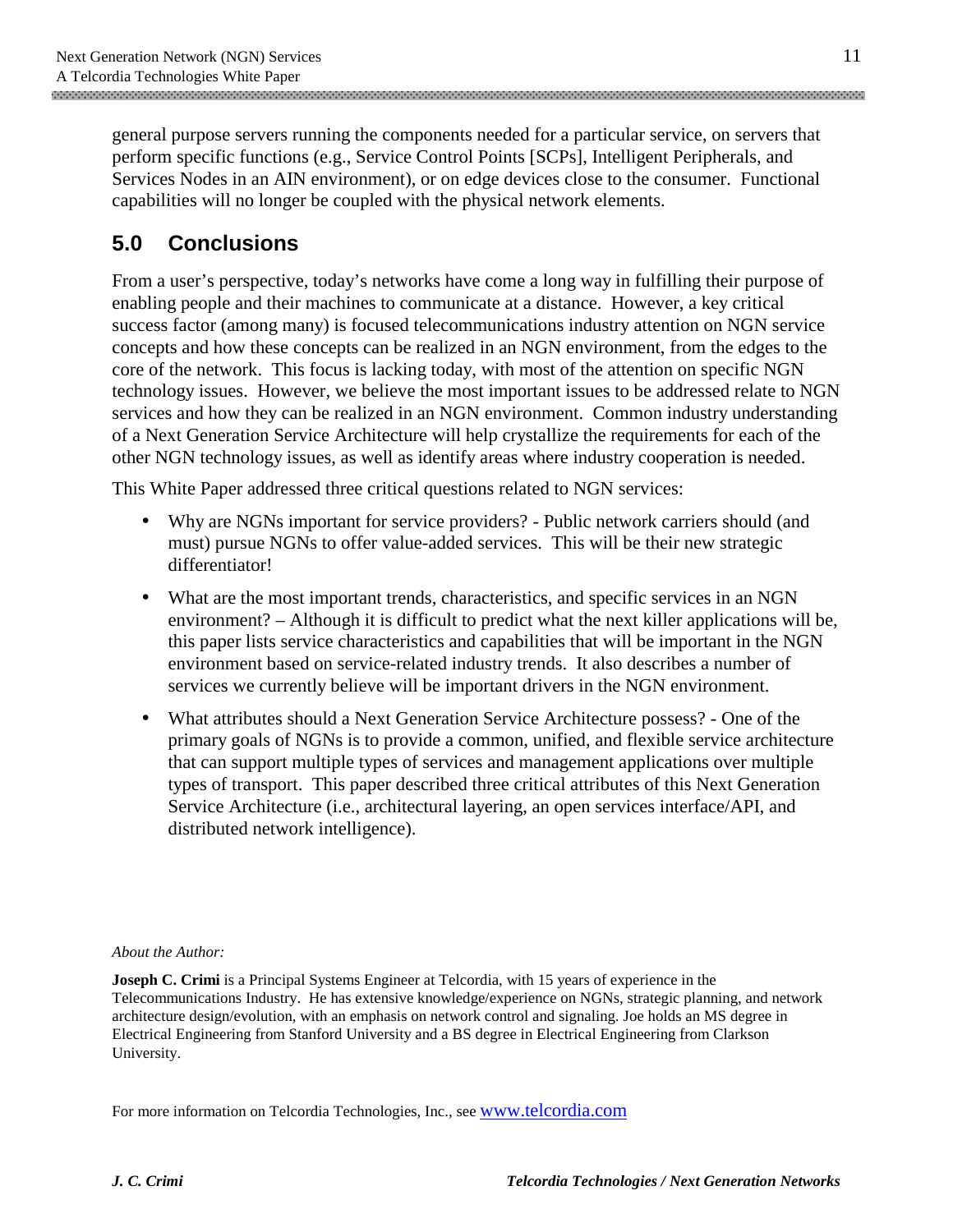general purpose servers running the components needed for a particular service, on servers that perform specific functions (e.g., Service Control Points [SCPs], Intelligent Peripherals, and Services Nodes in an AIN environment), or on edge devices close to the consumer. Functional capabilities will no longer be coupled with the physical network elements.

## 5.0 Conclusions

From a user's perspective, today's networks have come a long way in fulfilling their purpose of enabling people and their machines to communicate at a distance. However, a key critical success factor (among many) is focused telecommunications industry attention on NGN service concepts and how these concepts can be realized in an NGN environment, from the edges to the core of the network. This focus is lacking today, with most of the attention on specific NGN technology issues. However, we believe the most important issues to be addressed relate to NGN services and how they can be realized in an NGN environment. Common industry understanding of a Next Generation Service Architecture will help crystallize the requirements for each of the other NGN technology issues, as well as identify areas where industry cooperation is needed.

This White Paper addressed three critical questions related to NGN services:

- Why are NGNs important for service providers? - Public network carriers should (and must) pursue NGNs to offer value-added services. This will be their new strategic differentiator!
- What are the most important trends, characteristics, and specific services in an NGN environment? – Although it is difficult to predict what the next killer applications will be, this paper lists service characteristics and capabilities that will be important in the NGN environment based on service-related industry trends. It also describes a number of services we currently believe will be important drivers in the NGN environment.
- What attributes should a Next Generation Service Architecture possess? - One of the primary goals of NGNs is to provide a common, unified, and flexible service architecture that can support multiple types of services and management applications over multiple types of transport. This paper described three critical attributes of this Next Generation Service Architecture (i.e., architectural layering, an open services interface/API, and distributed network intelligence).

*About the Author:*

**Joseph C. Crimi** is a Principal Systems Engineer at Telcordia, with 15 years of experience in the Telecommunications Industry. He has extensive knowledge/experience on NGNs, strategic planning, and network architecture design/evolution, with an emphasis on network control and signaling. Joe holds an MS degree in Electrical Engineering from Stanford University and a BS degree in Electrical Engineering from Clarkson University.

For more information on Telcordia Technologies, Inc., see www.telcordia.com